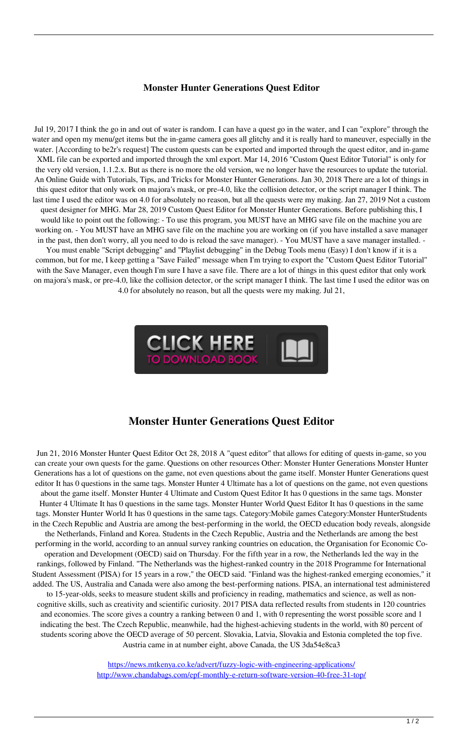# Monster Hunter Generations Quest Editor

Jul 19, 2017 I think the go in and out of water is random. I can have a quest go in the water, and I can "explore" through the water and open my menu/get items but the in-game camera goes all glitchy and it is really hard to maneuver, especially in the water. [According to be2r's request] The custom quests can be exported and imported through the quest editor, and in-game XML file can be exported and imported through the xml export. Mar 14, 2016 "Custom Quest Editor Tutorial" is only for the very old version, 1.1.2.x. But as there is no more the old version, we no longer have the resources to update the tutorial. An Online Guide with Tutorials, Tips, and Tricks for Monster Hunter Generations. Jan 30, 2018 There are a lot of things in this quest editor that only work on majora's mask, or pre-4.0, like the collision detector, or the script manager I think. The last time I used the editor was on 4.0 for absolutely no reason, but all the quests were my making. Jan 27, 2019 Not a custom quest designer for MHG. Mar 28, 2019 Custom Quest Editor for Monster Hunter Generations. Before publishing this, I would like to point out the following: - To use this program, you MUST have an MHG save file on the machine you are working on. - You MUST have an MHG save file on the machine you are working on (if you have installed a save manager in the past, then don't worry, all you need to do is reload the save manager). - You MUST have a save manager installed. - You must enable "Script debugging" and "Playlist debugging" in the Debug Tools menu (Easy) I don't know if it is a common, but for me, I keep getting a "Save Failed" message when I'm trying to export the "Custom Quest Editor Tutorial" with the Save Manager, even though I'm sure I have a save file. There are a lot of things in this quest editor that only work on majora's mask, or pre-4.0, like the collision detector, or the script manager I think. The last time I used the editor was on 4.0 for absolutely no reason, but all the quests were my making. Jul 21,

CLICK HERE TO DOWNLOAD BOOK

## Monster Hunter Generations Quest Editor

Jun 21, 2016 Monster Hunter Quest Editor Oct 28, 2018 A "quest editor" that allows for editing of quests in-game, so you can create your own quests for the game. Questions on other resources Other: Monster Hunter Generations Monster Hunter Generations has a lot of questions on the game, not even questions about the game itself. Monster Hunter Generations quest editor It has 0 questions in the same tags. Monster Hunter 4 Ultimate has a lot of questions on the game, not even questions about the game itself. Monster Hunter 4 Ultimate and Custom Quest Editor It has 0 questions in the same tags. Monster Hunter 4 Ultimate It has 0 questions in the same tags. Monster Hunter World Quest Editor It has 0 questions in the same tags. Monster Hunter World It has 0 questions in the same tags. Category:Mobile games Category:Monster HunterStudents in the Czech Republic and Austria are among the best-performing in the world, the OECD education body reveals, alongside the Netherlands, Finland and Korea. Students in the Czech Republic, Austria and the Netherlands are among the best performing in the world, according to an annual survey ranking countries on education, the Organisation for Economic Co-operation and Development (OECD) said on Thursday. For the fifth year in a row, the Netherlands led the way in the rankings, followed by Finland. "The Netherlands was the highest-ranked country in the 2018 Programme for International Student Assessment (PISA) for 15 years in a row," the OECD said. "Finland was the highest-ranked emerging economies," it added. The US, Australia and Canada were also among the best-performing nations. PISA, an international test administered to 15-year-olds, seeks to measure student skills and proficiency in reading, mathematics and science, as well as non-cognitive skills, such as creativity and scientific curiosity. 2017 PISA data reflected results from students in 120 countries and economies. The score gives a country a ranking between 0 and 1, with 0 representing the worst possible score and 1 indicating the best. The Czech Republic, meanwhile, had the highest-achieving students in the world, with 80 percent of students scoring above the OECD average of 50 percent. Slovakia, Latvia, Slovakia and Estonia completed the top five. Austria came in at number eight, above Canada, the US 3da54e8ca3

https://news.mtkenya.co.ke/advert/fuzzy-logic-with-engineering-applications/
http://www.chandabags.com/epf-monthly-e-return-software-version-40-free-31-top/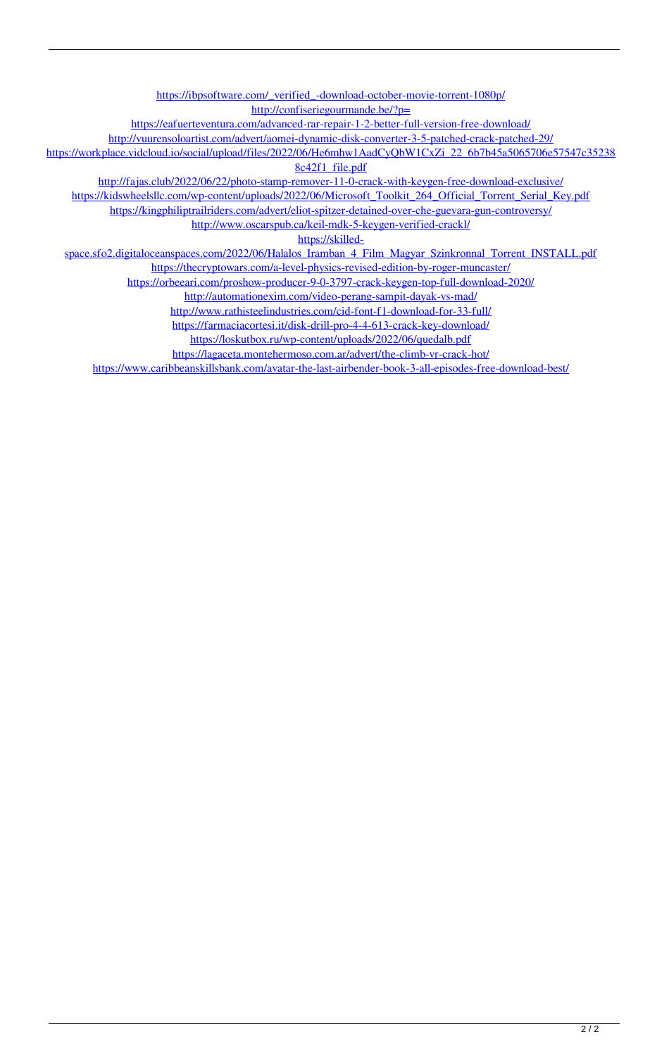https://ibpsoftware.com/_verified_-download-october-movie-torrent-1080p/
http://confiseriegourmande.be/?p=
https://eafuerteventura.com/advanced-rar-repair-1-2-better-full-version-free-download/
http://vuurensoloartist.com/advert/aomei-dynamic-disk-converter-3-5-patched-crack-patched-29/
https://workplace.vidcloud.io/social/upload/files/2022/06/He6mhw1AadCyQbW1CxZi_22_6b7b45a5065706e57547c35238 8c42f1_file.pdf
http://fajas.club/2022/06/22/photo-stamp-remover-11-0-crack-with-keygen-free-download-exclusive/
https://kidswheelsllc.com/wp-content/uploads/2022/06/Microsoft_Toolkit_264_Official_Torrent_Serial_Key.pdf
https://kingphiliptrailriders.com/advert/eliot-spitzer-detained-over-che-guevara-gun-controversy/
http://www.oscarspub.ca/keil-mdk-5-keygen-verified-crackl/
https://skilled-space.sfo2.digitaloceanspaces.com/2022/06/Halalos_Iramban_4_Film_Magyar_Szinkronnal_Torrent_INSTALL.pdf
https://thecryptowars.com/a-level-physics-revised-edition-by-roger-muncaster/
https://orbeeari.com/proshow-producer-9-0-3797-crack-keygen-top-full-download-2020/
http://automationexim.com/video-perang-sampit-dayak-vs-mad/
http://www.rathisteelindustries.com/cid-font-f1-download-for-33-full/
https://farmaciacortesi.it/disk-drill-pro-4-4-613-crack-key-download/
https://loskutbox.ru/wp-content/uploads/2022/06/quedalb.pdf
https://lagaceta.montehermoso.com.ar/advert/the-climb-vr-crack-hot/
https://www.caribbeanskillsbank.com/avatar-the-last-airbender-book-3-all-episodes-free-download-best/